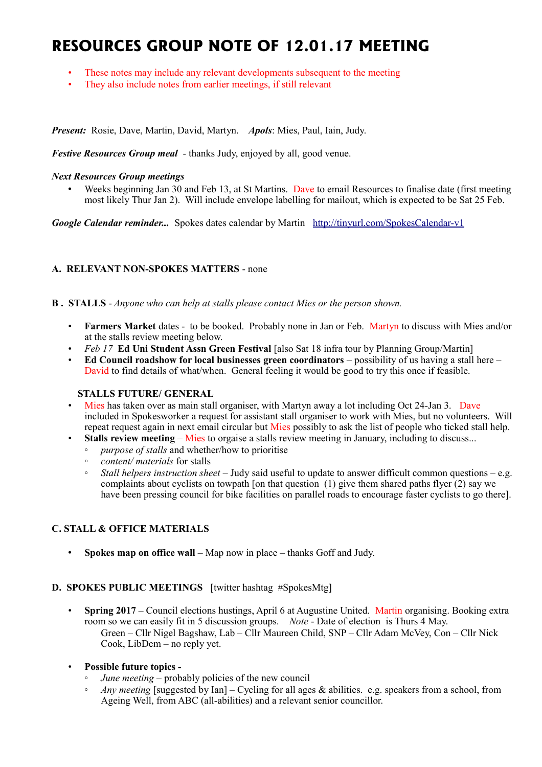# RESOURCES GROUP NOTE OF 12.01.17 MEETING

- These notes may include any relevant developments subsequent to the meeting
- They also include notes from earlier meetings, if still relevant

***Present:*** Rosie, Dave, Martin, David, Martyn. ***Apols***: Mies, Paul, Iain, Judy.

***Festive Resources Group meal*** - thanks Judy, enjoyed by all, good venue.

***Next Resources Group meetings***

- Weeks beginning Jan 30 and Feb 13, at St Martins. Dave to email Resources to finalise date (first meeting most likely Thur Jan 2). Will include envelope labelling for mailout, which is expected to be Sat 25 Feb.

***Google Calendar reminder...*** Spokes dates calendar by Martin http://tinyurl.com/SpokesCalendar-v1

**A. RELEVANT NON-SPOKES MATTERS** - none

**B . STALLS** - *Anyone who can help at stalls please contact Mies or the person shown.*

- **Farmers Market** dates - to be booked. Probably none in Jan or Feb. Martyn to discuss with Mies and/or at the stalls review meeting below.
- *Feb 17* **Ed Uni Student Assn Green Festival** [also Sat 18 infra tour by Planning Group/Martin]
- **Ed Council roadshow for local businesses green coordinators** – possibility of us having a stall here – David to find details of what/when. General feeling it would be good to try this once if feasible.

**STALLS FUTURE/ GENERAL**

- Mies has taken over as main stall organiser, with Martyn away a lot including Oct 24-Jan 3. Dave included in Spokesworker a request for assistant stall organiser to work with Mies, but no volunteers. Will repeat request again in next email circular but Mies possibly to ask the list of people who ticked stall help.
- **Stalls review meeting** – Mies to orgaise a stalls review meeting in January, including to discuss...
  - *purpose of stalls* and whether/how to prioritise
  - *content/ materials* for stalls
  - *Stall helpers instruction sheet* – Judy said useful to update to answer difficult common questions – e.g. complaints about cyclists on towpath [on that question (1) give them shared paths flyer (2) say we have been pressing council for bike facilities on parallel roads to encourage faster cyclists to go there].

**C. STALL & OFFICE MATERIALS**

- **Spokes map on office wall** – Map now in place – thanks Goff and Judy.

**D. SPOKES PUBLIC MEETINGS** [twitter hashtag #SpokesMtg]

- **Spring 2017** – Council elections hustings, April 6 at Augustine United. Martin organising. Booking extra room so we can easily fit in 5 discussion groups. *Note* - Date of election is Thurs 4 May.
  Green – Cllr Nigel Bagshaw, Lab – Cllr Maureen Child, SNP – Cllr Adam McVey, Con – Cllr Nick Cook, LibDem – no reply yet.

- **Possible future topics -**
  - *June meeting* – probably policies of the new council
  - *Any meeting* [suggested by Ian] – Cycling for all ages & abilities. e.g. speakers from a school, from Ageing Well, from ABC (all-abilities) and a relevant senior councillor.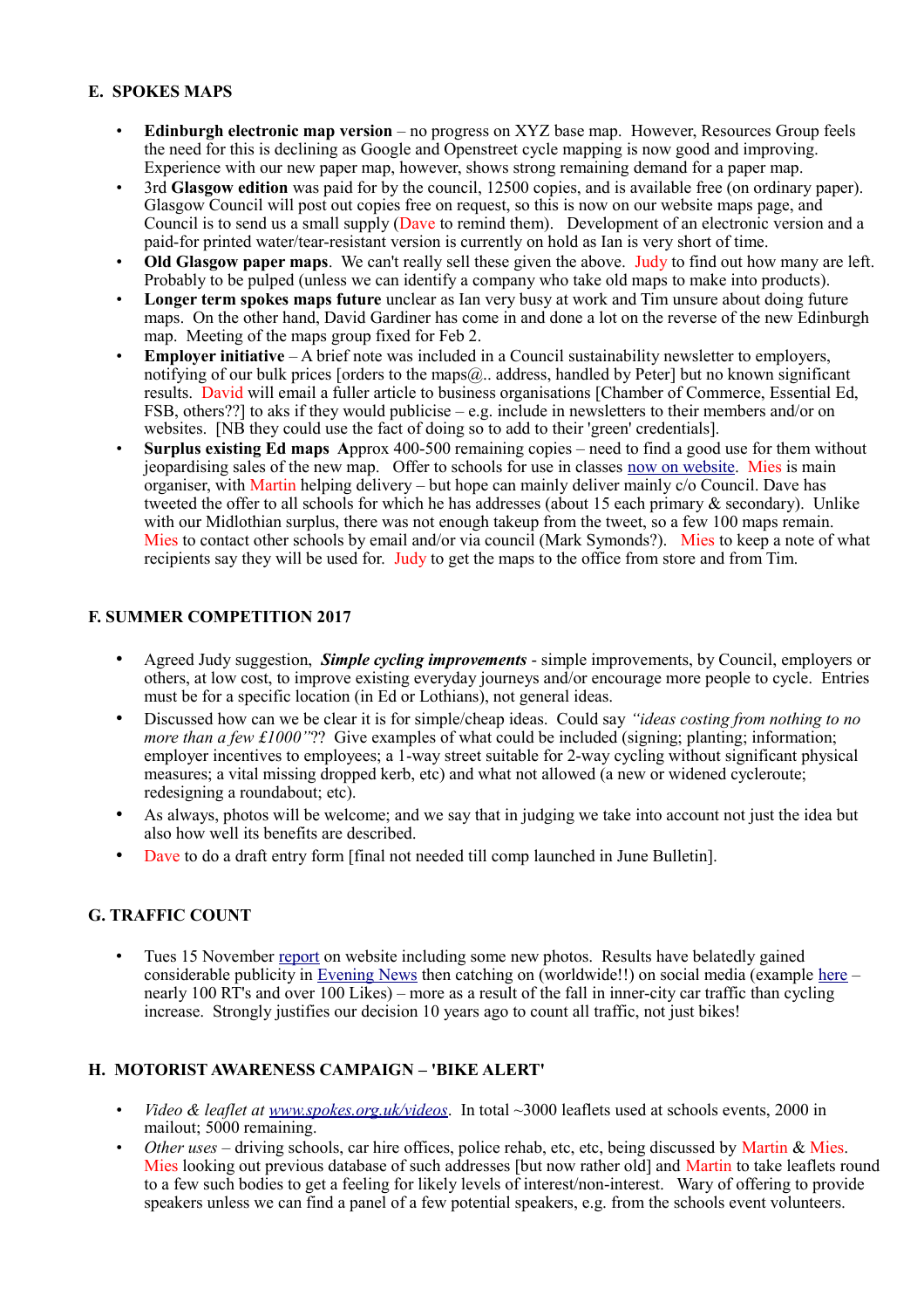## E. SPOKES MAPS

- **Edinburgh electronic map version** – no progress on XYZ base map. However, Resources Group feels the need for this is declining as Google and Openstreet cycle mapping is now good and improving. Experience with our new paper map, however, shows strong remaining demand for a paper map.
- 3rd **Glasgow edition** was paid for by the council, 12500 copies, and is available free (on ordinary paper). Glasgow Council will post out copies free on request, so this is now on our website maps page, and Council is to send us a small supply (Dave to remind them). Development of an electronic version and a paid-for printed water/tear-resistant version is currently on hold as Ian is very short of time.
- **Old Glasgow paper maps**. We can't really sell these given the above. Judy to find out how many are left. Probably to be pulped (unless we can identify a company who take old maps to make into products).
- **Longer term spokes maps future** unclear as Ian very busy at work and Tim unsure about doing future maps. On the other hand, David Gardiner has come in and done a lot on the reverse of the new Edinburgh map. Meeting of the maps group fixed for Feb 2.
- **Employer initiative** – A brief note was included in a Council sustainability newsletter to employers, notifying of our bulk prices [orders to the maps@.. address, handled by Peter] but no known significant results. David will email a fuller article to business organisations [Chamber of Commerce, Essential Ed, FSB, others??] to aks if they would publicise – e.g. include in newsletters to their members and/or on websites. [NB they could use the fact of doing so to add to their 'green' credentials].
- **Surplus existing Ed maps** Approx 400-500 remaining copies – need to find a good use for them without jeopardising sales of the new map. Offer to schools for use in classes now on website. Mies is main organiser, with Martin helping delivery – but hope can mainly deliver mainly c/o Council. Dave has tweeted the offer to all schools for which he has addresses (about 15 each primary & secondary). Unlike with our Midlothian surplus, there was not enough takeup from the tweet, so a few 100 maps remain. Mies to contact other schools by email and/or via council (Mark Symonds?). Mies to keep a note of what recipients say they will be used for. Judy to get the maps to the office from store and from Tim.

## F. SUMMER COMPETITION 2017

- Agreed Judy suggestion, ***Simple cycling improvements*** - simple improvements, by Council, employers or others, at low cost, to improve existing everyday journeys and/or encourage more people to cycle. Entries must be for a specific location (in Ed or Lothians), not general ideas.
- Discussed how can we be clear it is for simple/cheap ideas. Could say *"ideas costing from nothing to no more than a few £1000"*?? Give examples of what could be included (signing; planting; information; employer incentives to employees; a 1-way street suitable for 2-way cycling without significant physical measures; a vital missing dropped kerb, etc) and what not allowed (a new or widened cycleroute; redesigning a roundabout; etc).
- As always, photos will be welcome; and we say that in judging we take into account not just the idea but also how well its benefits are described.
- Dave to do a draft entry form [final not needed till comp launched in June Bulletin].

## G. TRAFFIC COUNT

- Tues 15 November report on website including some new photos. Results have belatedly gained considerable publicity in Evening News then catching on (worldwide!!) on social media (example here – nearly 100 RT's and over 100 Likes) – more as a result of the fall in inner-city car traffic than cycling increase. Strongly justifies our decision 10 years ago to count all traffic, not just bikes!

## H. MOTORIST AWARENESS CAMPAIGN – 'BIKE ALERT'

- *Video & leaflet at www.spokes.org.uk/videos*. In total ~3000 leaflets used at schools events, 2000 in mailout; 5000 remaining.
- *Other uses* – driving schools, car hire offices, police rehab, etc, etc, being discussed by Martin & Mies. Mies looking out previous database of such addresses [but now rather old] and Martin to take leaflets round to a few such bodies to get a feeling for likely levels of interest/non-interest. Wary of offering to provide speakers unless we can find a panel of a few potential speakers, e.g. from the schools event volunteers.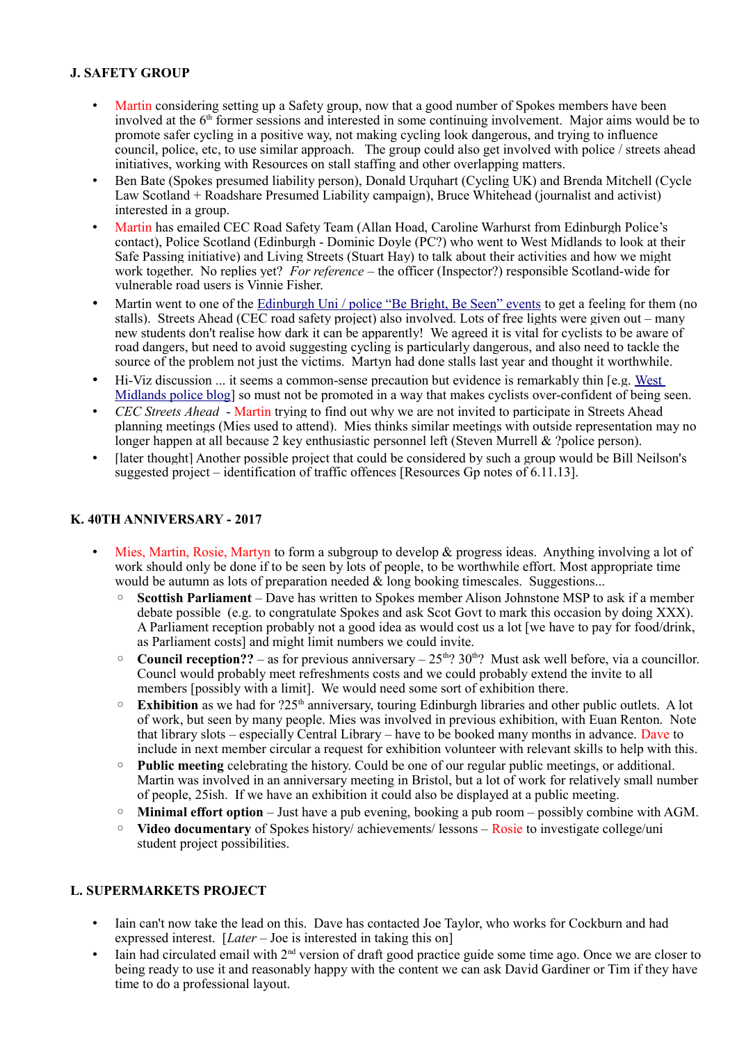### J. SAFETY GROUP

- Martin considering setting up a Safety group, now that a good number of Spokes members have been involved at the 6th former sessions and interested in some continuing involvement. Major aims would be to promote safer cycling in a positive way, not making cycling look dangerous, and trying to influence council, police, etc, to use similar approach. The group could also get involved with police / streets ahead initiatives, working with Resources on stall staffing and other overlapping matters.
- Ben Bate (Spokes presumed liability person), Donald Urquhart (Cycling UK) and Brenda Mitchell (Cycle Law Scotland + Roadshare Presumed Liability campaign), Bruce Whitehead (journalist and activist) interested in a group.
- Martin has emailed CEC Road Safety Team (Allan Hoad, Caroline Warhurst from Edinburgh Police's contact), Police Scotland (Edinburgh - Dominic Doyle (PC?) who went to West Midlands to look at their Safe Passing initiative) and Living Streets (Stuart Hay) to talk about their activities and how we might work together. No replies yet? *For reference* – the officer (Inspector?) responsible Scotland-wide for vulnerable road users is Vinnie Fisher.
- Martin went to one of the Edinburgh Uni / police "Be Bright, Be Seen" events to get a feeling for them (no stalls). Streets Ahead (CEC road safety project) also involved. Lots of free lights were given out – many new students don't realise how dark it can be apparently! We agreed it is vital for cyclists to be aware of road dangers, but need to avoid suggesting cycling is particularly dangerous, and also need to tackle the source of the problem not just the victims. Martyn had done stalls last year and thought it worthwhile.
- Hi-Viz discussion ... it seems a common-sense precaution but evidence is remarkably thin [e.g. West Midlands police blog] so must not be promoted in a way that makes cyclists over-confident of being seen.
- *CEC Streets Ahead* - Martin trying to find out why we are not invited to participate in Streets Ahead planning meetings (Mies used to attend). Mies thinks similar meetings with outside representation may no longer happen at all because 2 key enthusiastic personnel left (Steven Murrell & ?police person).
- [later thought] Another possible project that could be considered by such a group would be Bill Neilson's suggested project – identification of traffic offences [Resources Gp notes of 6.11.13].

### K. 40TH ANNIVERSARY - 2017

- Mies, Martin, Rosie, Martyn to form a subgroup to develop & progress ideas. Anything involving a lot of work should only be done if to be seen by lots of people, to be worthwhile effort. Most appropriate time would be autumn as lots of preparation needed & long booking timescales. Suggestions...
  - **Scottish Parliament** – Dave has written to Spokes member Alison Johnstone MSP to ask if a member debate possible (e.g. to congratulate Spokes and ask Scot Govt to mark this occasion by doing XXX). A Parliament reception probably not a good idea as would cost us a lot [we have to pay for food/drink, as Parliament costs] and might limit numbers we could invite.
  - **Council reception??** – as for previous anniversary – 25th? 30th? Must ask well before, via a councillor. Councl would probably meet refreshments costs and we could probably extend the invite to all members [possibly with a limit]. We would need some sort of exhibition there.
  - **Exhibition** as we had for ?25th anniversary, touring Edinburgh libraries and other public outlets. A lot of work, but seen by many people. Mies was involved in previous exhibition, with Euan Renton. Note that library slots – especially Central Library – have to be booked many months in advance. Dave to include in next member circular a request for exhibition volunteer with relevant skills to help with this.
  - **Public meeting** celebrating the history. Could be one of our regular public meetings, or additional. Martin was involved in an anniversary meeting in Bristol, but a lot of work for relatively small number of people, 25ish. If we have an exhibition it could also be displayed at a public meeting.
  - **Minimal effort option** – Just have a pub evening, booking a pub room – possibly combine with AGM.
  - **Video documentary** of Spokes history/ achievements/ lessons – Rosie to investigate college/uni student project possibilities.

### L. SUPERMARKETS PROJECT

- Iain can't now take the lead on this. Dave has contacted Joe Taylor, who works for Cockburn and had expressed interest. [*Later* – Joe is interested in taking this on]
- Iain had circulated email with 2nd version of draft good practice guide some time ago. Once we are closer to being ready to use it and reasonably happy with the content we can ask David Gardiner or Tim if they have time to do a professional layout.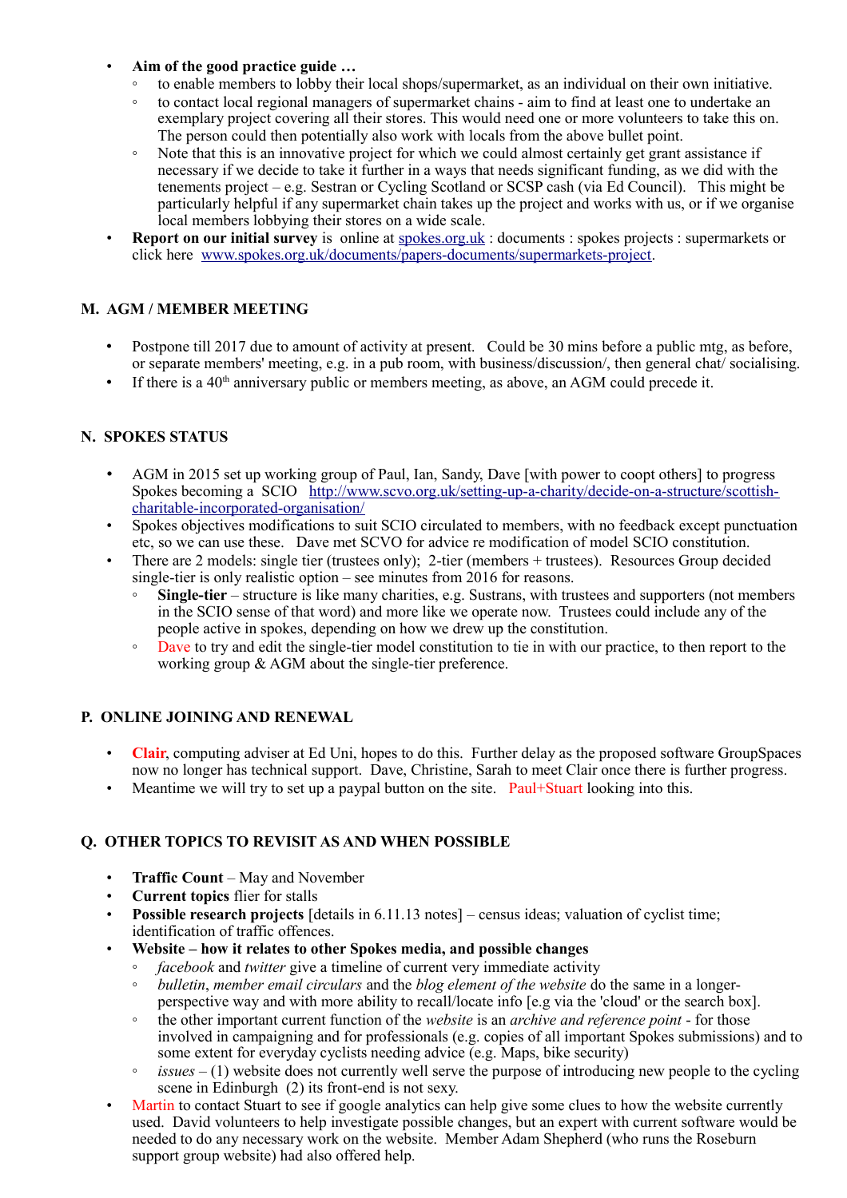- **Aim of the good practice guide …**
  - to enable members to lobby their local shops/supermarket, as an individual on their own initiative.
  - to contact local regional managers of supermarket chains - aim to find at least one to undertake an exemplary project covering all their stores. This would need one or more volunteers to take this on. The person could then potentially also work with locals from the above bullet point.
  - Note that this is an innovative project for which we could almost certainly get grant assistance if necessary if we decide to take it further in a ways that needs significant funding, as we did with the tenements project – e.g. Sestran or Cycling Scotland or SCSP cash (via Ed Council). This might be particularly helpful if any supermarket chain takes up the project and works with us, or if we organise local members lobbying their stores on a wide scale.
- **Report on our initial survey** is online at [spokes.org.uk](http://spokes.org.uk) : documents : spokes projects : supermarkets or click here [www.spokes.org.uk/documents/papers-documents/supermarkets-project](http://www.spokes.org.uk/documents/papers-documents/supermarkets-project).

## M. AGM / MEMBER MEETING

- Postpone till 2017 due to amount of activity at present. Could be 30 mins before a public mtg, as before, or separate members' meeting, e.g. in a pub room, with business/discussion/, then general chat/ socialising.
- If there is a 40th anniversary public or members meeting, as above, an AGM could precede it.

## N. SPOKES STATUS

- AGM in 2015 set up working group of Paul, Ian, Sandy, Dave [with power to coopt others] to progress Spokes becoming a SCIO [http://www.scvo.org.uk/setting-up-a-charity/decide-on-a-structure/scottish-charitable-incorporated-organisation/](http://www.scvo.org.uk/setting-up-a-charity/decide-on-a-structure/scottish-charitable-incorporated-organisation/)
- Spokes objectives modifications to suit SCIO circulated to members, with no feedback except punctuation etc, so we can use these. Dave met SCVO for advice re modification of model SCIO constitution.
- There are 2 models: single tier (trustees only); 2-tier (members + trustees). Resources Group decided single-tier is only realistic option – see minutes from 2016 for reasons.
  - **Single-tier** – structure is like many charities, e.g. Sustrans, with trustees and supporters (not members in the SCIO sense of that word) and more like we operate now. Trustees could include any of the people active in spokes, depending on how we drew up the constitution.
  - Dave to try and edit the single-tier model constitution to tie in with our practice, to then report to the working group & AGM about the single-tier preference.

## P. ONLINE JOINING AND RENEWAL

- **Clair**, computing adviser at Ed Uni, hopes to do this. Further delay as the proposed software GroupSpaces now no longer has technical support. Dave, Christine, Sarah to meet Clair once there is further progress.
- Meantime we will try to set up a paypal button on the site. Paul+Stuart looking into this.

## Q. OTHER TOPICS TO REVISIT AS AND WHEN POSSIBLE

- **Traffic Count** – May and November
- **Current topics** flier for stalls
- **Possible research projects** [details in 6.11.13 notes] – census ideas; valuation of cyclist time; identification of traffic offences.
- **Website – how it relates to other Spokes media, and possible changes**
  - *facebook* and *twitter* give a timeline of current very immediate activity
  - *bulletin*, *member email circulars* and the *blog element of the website* do the same in a longer-perspective way and with more ability to recall/locate info [e.g via the 'cloud' or the search box].
  - the other important current function of the *website* is an *archive and reference point* - for those involved in campaigning and for professionals (e.g. copies of all important Spokes submissions) and to some extent for everyday cyclists needing advice (e.g. Maps, bike security)
  - *issues* – (1) website does not currently well serve the purpose of introducing new people to the cycling scene in Edinburgh (2) its front-end is not sexy.
- Martin to contact Stuart to see if google analytics can help give some clues to how the website currently used. David volunteers to help investigate possible changes, but an expert with current software would be needed to do any necessary work on the website. Member Adam Shepherd (who runs the Roseburn support group website) had also offered help.